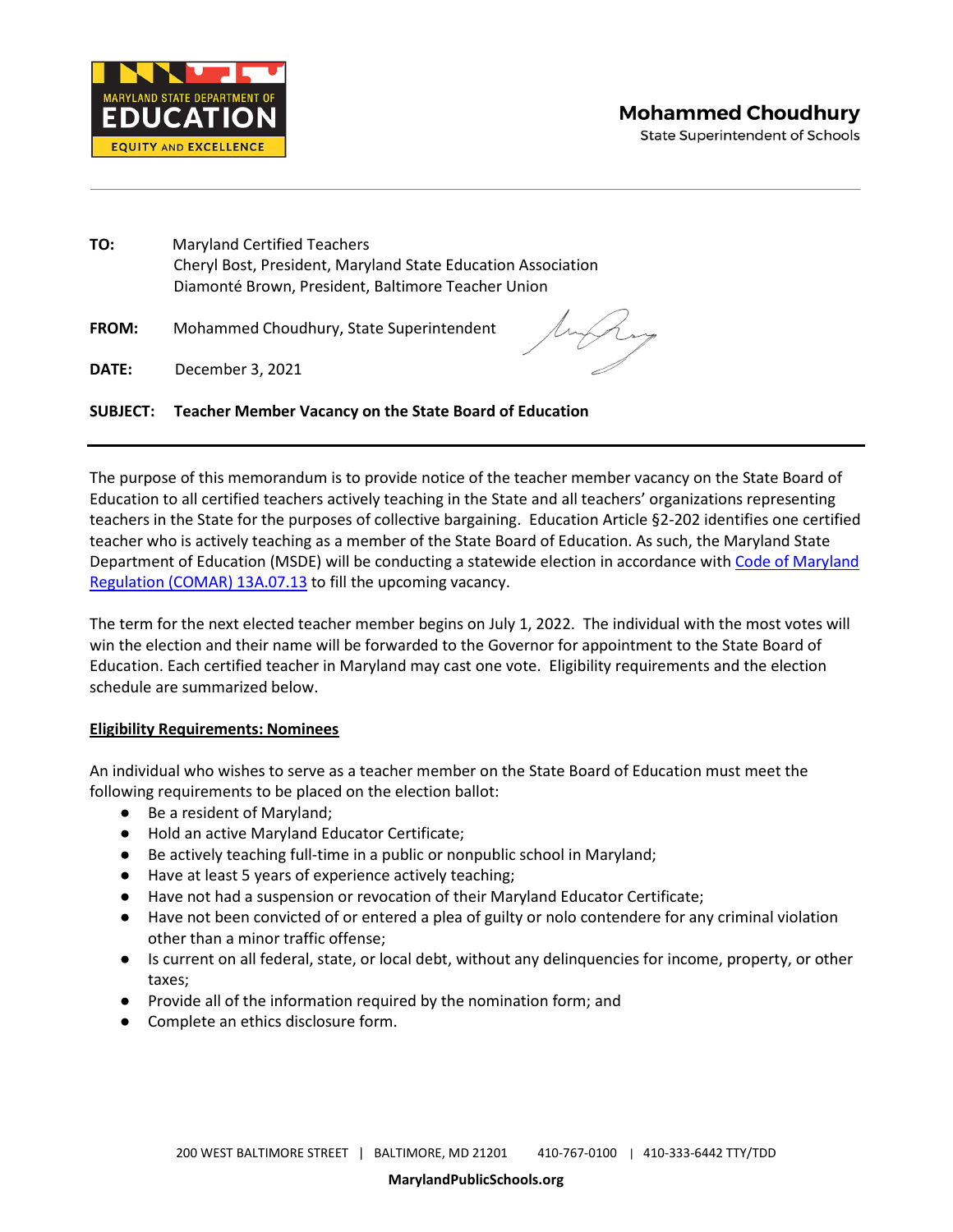MARYLAND STATE DEPARTMENT OF EDUCATION
EQUITY AND EXCELLENCE

**Mohammed Choudhury**
State Superintendent of Schools

**TO:** Maryland Certified Teachers
Cheryl Bost, President, Maryland State Education Association
Diamonté Brown, President, Baltimore Teacher Union

**FROM:** Mohammed Choudhury, State Superintendent

**DATE:** December 3, 2021

**SUBJECT: Teacher Member Vacancy on the State Board of Education**

---

The purpose of this memorandum is to provide notice of the teacher member vacancy on the State Board of Education to all certified teachers actively teaching in the State and all teachers' organizations representing teachers in the State for the purposes of collective bargaining. Education Article §2-202 identifies one certified teacher who is actively teaching as a member of the State Board of Education. As such, the Maryland State Department of Education (MSDE) will be conducting a statewide election in accordance with Code of Maryland Regulation (COMAR) 13A.07.13 to fill the upcoming vacancy.

The term for the next elected teacher member begins on July 1, 2022. The individual with the most votes will win the election and their name will be forwarded to the Governor for appointment to the State Board of Education. Each certified teacher in Maryland may cast one vote. Eligibility requirements and the election schedule are summarized below.

**Eligibility Requirements: Nominees**

An individual who wishes to serve as a teacher member on the State Board of Education must meet the following requirements to be placed on the election ballot:

- Be a resident of Maryland;
- Hold an active Maryland Educator Certificate;
- Be actively teaching full-time in a public or nonpublic school in Maryland;
- Have at least 5 years of experience actively teaching;
- Have not had a suspension or revocation of their Maryland Educator Certificate;
- Have not been convicted of or entered a plea of guilty or nolo contendere for any criminal violation other than a minor traffic offense;
- Is current on all federal, state, or local debt, without any delinquencies for income, property, or other taxes;
- Provide all of the information required by the nomination form; and
- Complete an ethics disclosure form.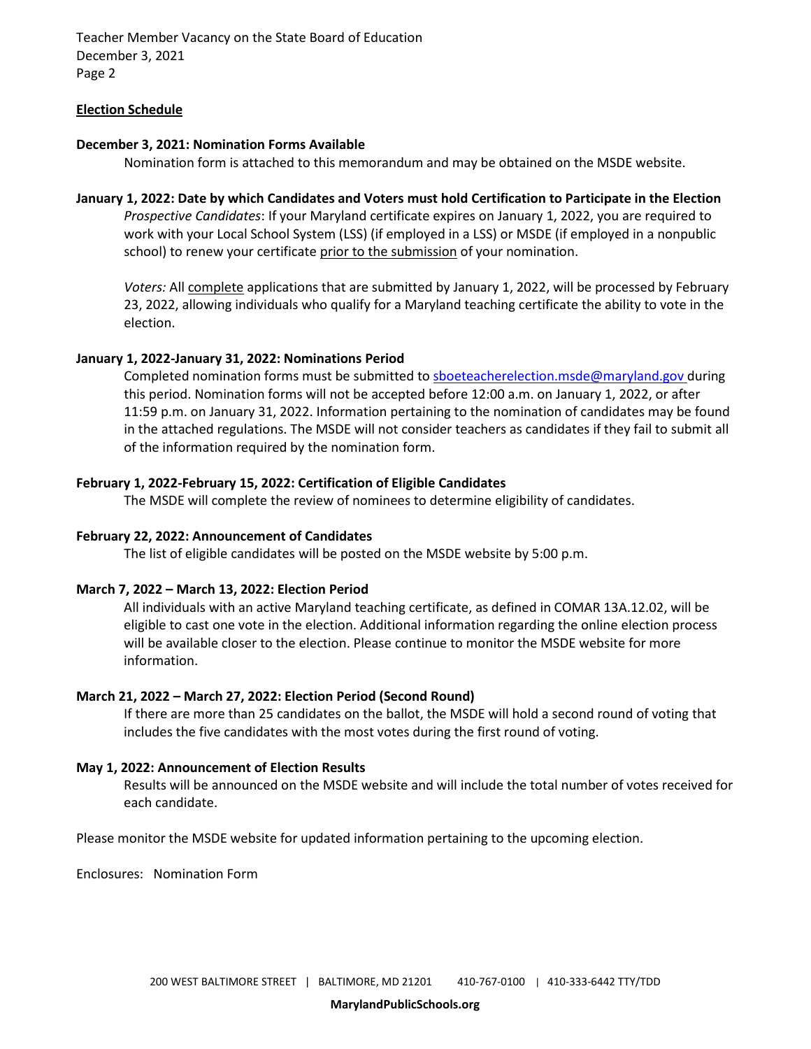**Election Schedule**

**December 3, 2021: Nomination Forms Available**

Nomination form is attached to this memorandum and may be obtained on the MSDE website.

**January 1, 2022: Date by which Candidates and Voters must hold Certification to Participate in the Election**

*Prospective Candidates*: If your Maryland certificate expires on January 1, 2022, you are required to work with your Local School System (LSS) (if employed in a LSS) or MSDE (if employed in a nonpublic school) to renew your certificate prior to the submission of your nomination.

*Voters:* All complete applications that are submitted by January 1, 2022, will be processed by February 23, 2022, allowing individuals who qualify for a Maryland teaching certificate the ability to vote in the election.

**January 1, 2022-January 31, 2022: Nominations Period**

Completed nomination forms must be submitted to [sboeteacherelection.msde@maryland.gov](mailto:sboeteacherelection.msde@maryland.gov) during this period. Nomination forms will not be accepted before 12:00 a.m. on January 1, 2022, or after 11:59 p.m. on January 31, 2022. Information pertaining to the nomination of candidates may be found in the attached regulations. The MSDE will not consider teachers as candidates if they fail to submit all of the information required by the nomination form.

**February 1, 2022-February 15, 2022: Certification of Eligible Candidates**

The MSDE will complete the review of nominees to determine eligibility of candidates.

**February 22, 2022: Announcement of Candidates**

The list of eligible candidates will be posted on the MSDE website by 5:00 p.m.

**March 7, 2022 – March 13, 2022: Election Period**

All individuals with an active Maryland teaching certificate, as defined in COMAR 13A.12.02, will be eligible to cast one vote in the election. Additional information regarding the online election process will be available closer to the election. Please continue to monitor the MSDE website for more information.

**March 21, 2022 – March 27, 2022: Election Period (Second Round)**

If there are more than 25 candidates on the ballot, the MSDE will hold a second round of voting that includes the five candidates with the most votes during the first round of voting.

**May 1, 2022: Announcement of Election Results**

Results will be announced on the MSDE website and will include the total number of votes received for each candidate.

Please monitor the MSDE website for updated information pertaining to the upcoming election.

Enclosures: Nomination Form